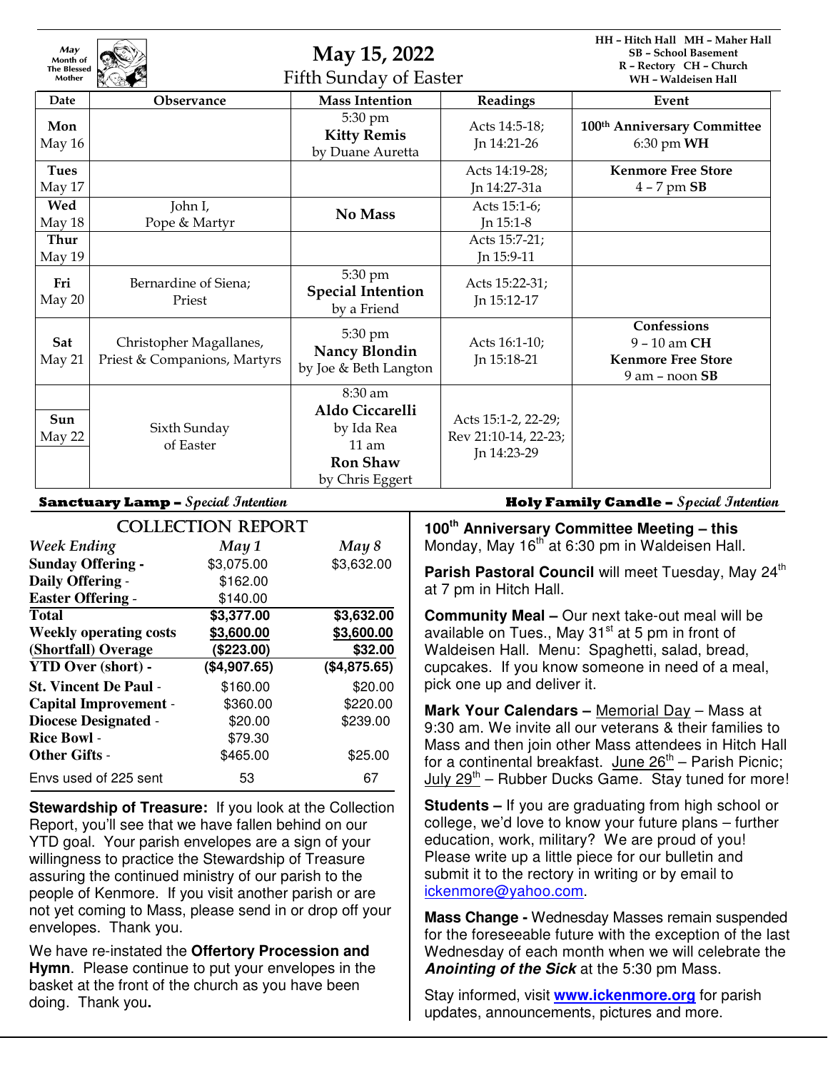May Month of The Blessed Mother

# May 15, 2022

## Fifth Sunday of Easter

HH – Hitch Hall MH – Maher Hall
SB – School Basement
R – Rectory CH – Church
WH – Waldeisen Hall

| Date | Observance | Mass Intention | Readings | Event |
|---|---|---|---|---|
| **Mon** May 16 | | 5:30 pm **Kitty Remis** by Duane Auretta | Acts 14:5-18; Jn 14:21-26 | **100th Anniversary Committee** 6:30 pm **WH** |
| **Tues** May 17 | | | Acts 14:19-28; Jn 14:27-31a | **Kenmore Free Store** 4 – 7 pm **SB** |
| **Wed** May 18 | John I, Pope & Martyr | **No Mass** | Acts 15:1-6; Jn 15:1-8 | |
| **Thur** May 19 | | | Acts 15:7-21; Jn 15:9-11 | |
| **Fri** May 20 | Bernardine of Siena; Priest | 5:30 pm **Special Intention** by a Friend | Acts 15:22-31; Jn 15:12-17 | |
| **Sat** May 21 | Christopher Magallanes, Priest & Companions, Martyrs | 5:30 pm **Nancy Blondin** by Joe & Beth Langton | Acts 16:1-10; Jn 15:18-21 | **Confessions** 9 – 10 am **CH** **Kenmore Free Store** 9 am – noon **SB** |
| **Sun** May 22 | Sixth Sunday of Easter | 8:30 am **Aldo Ciccarelli** by Ida Rea 11 am **Ron Shaw** by Chris Eggert | Acts 15:1-2, 22-29; Rev 21:10-14, 22-23; Jn 14:23-29 | |

**Sanctuary Lamp –** *Special Intention*

**Holy Family Candle –** *Special Intention*

## COLLECTION REPORT

| *Week Ending* | *May 1* | *May 8* |
|---|---|---|
| **Sunday Offering -** | $3,075.00 | $3,632.00 |
| **Daily Offering** - | $162.00 | |
| **Easter Offering** - | $140.00 | |
| **Total** | **$3,377.00** | **$3,632.00** |
| **Weekly operating costs** | **$3,600.00** | **$3,600.00** |
| **(Shortfall) Overage** | **($223.00)** | **$32.00** |
| **YTD Over (short) -** | **($4,907.65)** | **($4,875.65)** |
| **St. Vincent De Paul** - | $160.00 | $20.00 |
| **Capital Improvement** - | $360.00 | $220.00 |
| **Diocese Designated** - | $20.00 | $239.00 |
| **Rice Bowl** - | $79.30 | |
| **Other Gifts** - | $465.00 | $25.00 |
| Envs used of 225 sent | 53 | 67 |

**Stewardship of Treasure:** If you look at the Collection Report, you'll see that we have fallen behind on our YTD goal. Your parish envelopes are a sign of your willingness to practice the Stewardship of Treasure assuring the continued ministry of our parish to the people of Kenmore. If you visit another parish or are not yet coming to Mass, please send in or drop off your envelopes. Thank you.

We have re-instated the **Offertory Procession and Hymn**. Please continue to put your envelopes in the basket at the front of the church as you have been doing. Thank you**.**

**100th Anniversary Committee Meeting – this** Monday, May 16th at 6:30 pm in Waldeisen Hall.

**Parish Pastoral Council** will meet Tuesday, May 24th at 7 pm in Hitch Hall.

**Community Meal –** Our next take-out meal will be available on Tues., May 31st at 5 pm in front of Waldeisen Hall. Menu: Spaghetti, salad, bread, cupcakes. If you know someone in need of a meal, pick one up and deliver it.

**Mark Your Calendars –** Memorial Day – Mass at 9:30 am. We invite all our veterans & their families to Mass and then join other Mass attendees in Hitch Hall for a continental breakfast. June 26th – Parish Picnic; July 29th – Rubber Ducks Game. Stay tuned for more!

**Students –** If you are graduating from high school or college, we'd love to know your future plans – further education, work, military? We are proud of you! Please write up a little piece for our bulletin and submit it to the rectory in writing or by email to ickenmore@yahoo.com.

**Mass Change -** Wednesday Masses remain suspended for the foreseeable future with the exception of the last Wednesday of each month when we will celebrate the ***Anointing of the Sick*** at the 5:30 pm Mass.

Stay informed, visit **www.ickenmore.org** for parish updates, announcements, pictures and more.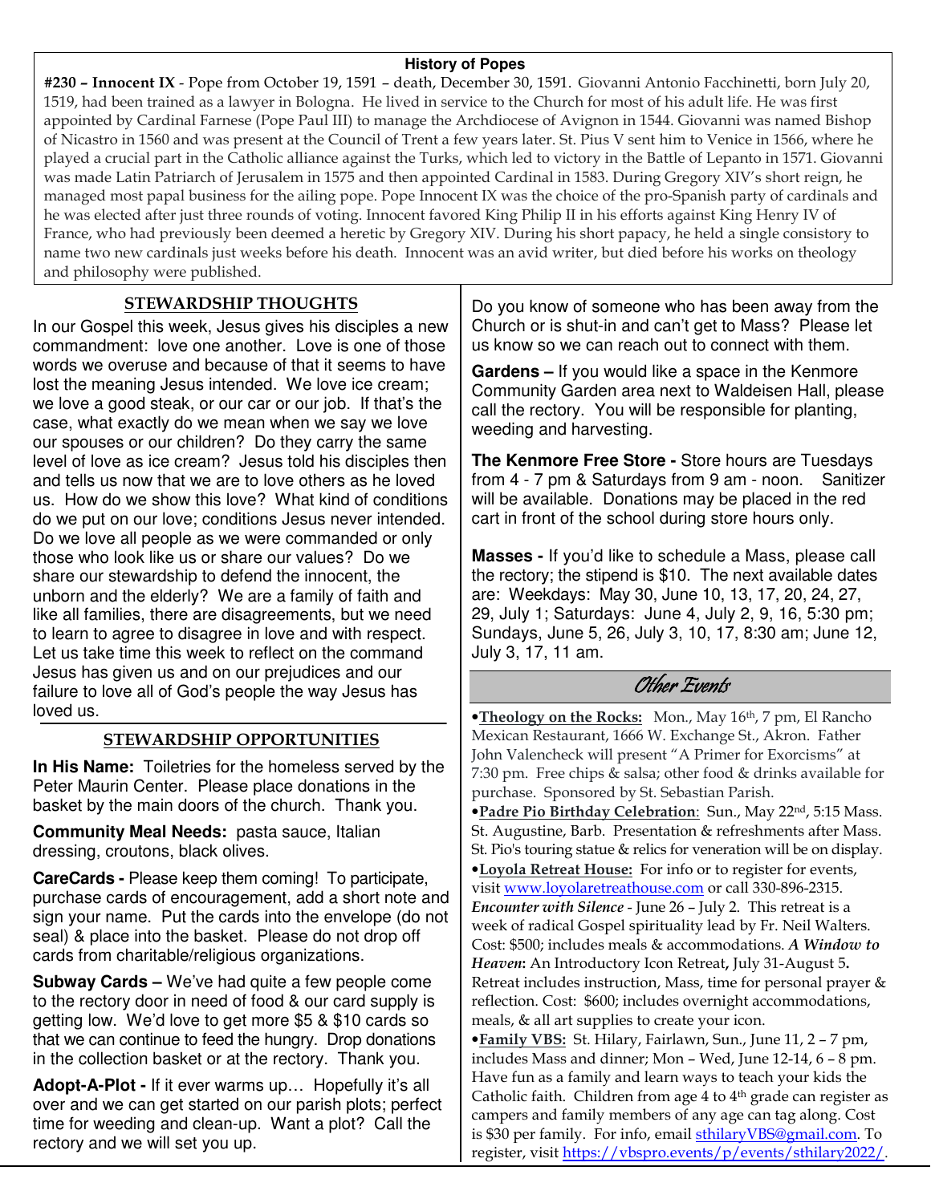### History of Popes

**#230 – Innocent IX** - Pope from October 19, 1591 – death, December 30, 1591. Giovanni Antonio Facchinetti, born July 20, 1519, had been trained as a lawyer in Bologna. He lived in service to the Church for most of his adult life. He was first appointed by Cardinal Farnese (Pope Paul III) to manage the Archdiocese of Avignon in 1544. Giovanni was named Bishop of Nicastro in 1560 and was present at the Council of Trent a few years later. St. Pius V sent him to Venice in 1566, where he played a crucial part in the Catholic alliance against the Turks, which led to victory in the Battle of Lepanto in 1571. Giovanni was made Latin Patriarch of Jerusalem in 1575 and then appointed Cardinal in 1583. During Gregory XIV's short reign, he managed most papal business for the ailing pope. Pope Innocent IX was the choice of the pro-Spanish party of cardinals and he was elected after just three rounds of voting. Innocent favored King Philip II in his efforts against King Henry IV of France, who had previously been deemed a heretic by Gregory XIV. During his short papacy, he held a single consistory to name two new cardinals just weeks before his death. Innocent was an avid writer, but died before his works on theology and philosophy were published.

## STEWARDSHIP THOUGHTS

In our Gospel this week, Jesus gives his disciples a new commandment: love one another. Love is one of those words we overuse and because of that it seems to have lost the meaning Jesus intended. We love ice cream; we love a good steak, or our car or our job. If that's the case, what exactly do we mean when we say we love our spouses or our children? Do they carry the same level of love as ice cream? Jesus told his disciples then and tells us now that we are to love others as he loved us. How do we show this love? What kind of conditions do we put on our love; conditions Jesus never intended. Do we love all people as we were commanded or only those who look like us or share our values? Do we share our stewardship to defend the innocent, the unborn and the elderly? We are a family of faith and like all families, there are disagreements, but we need to learn to agree to disagree in love and with respect. Let us take time this week to reflect on the command Jesus has given us and on our prejudices and our failure to love all of God's people the way Jesus has loved us.

## STEWARDSHIP OPPORTUNITIES

**In His Name:** Toiletries for the homeless served by the Peter Maurin Center. Please place donations in the basket by the main doors of the church. Thank you.

**Community Meal Needs:** pasta sauce, Italian dressing, croutons, black olives.

**CareCards -** Please keep them coming! To participate, purchase cards of encouragement, add a short note and sign your name. Put the cards into the envelope (do not seal) & place into the basket. Please do not drop off cards from charitable/religious organizations.

**Subway Cards –** We've had quite a few people come to the rectory door in need of food & our card supply is getting low. We'd love to get more $5 & $10 cards so that we can continue to feed the hungry. Drop donations in the collection basket or at the rectory. Thank you.

**Adopt-A-Plot -** If it ever warms up… Hopefully it's all over and we can get started on our parish plots; perfect time for weeding and clean-up. Want a plot? Call the rectory and we will set you up.

Do you know of someone who has been away from the Church or is shut-in and can't get to Mass? Please let us know so we can reach out to connect with them.

**Gardens –** If you would like a space in the Kenmore Community Garden area next to Waldeisen Hall, please call the rectory. You will be responsible for planting, weeding and harvesting.

**The Kenmore Free Store -** Store hours are Tuesdays from 4 - 7 pm & Saturdays from 9 am - noon. Sanitizer will be available. Donations may be placed in the red cart in front of the school during store hours only.

**Masses -** If you'd like to schedule a Mass, please call the rectory; the stipend is $10. The next available dates are: Weekdays: May 30, June 10, 13, 17, 20, 24, 27, 29, July 1; Saturdays: June 4, July 2, 9, 16, 5:30 pm; Sundays, June 5, 26, July 3, 10, 17, 8:30 am; June 12, July 3, 17, 11 am.

## Other Events

- **Theology on the Rocks:** Mon., May 16th, 7 pm, El Rancho Mexican Restaurant, 1666 W. Exchange St., Akron. Father John Valencheck will present "A Primer for Exorcisms" at 7:30 pm. Free chips & salsa; other food & drinks available for purchase. Sponsored by St. Sebastian Parish.
- **Padre Pio Birthday Celebration**: Sun., May 22nd, 5:15 Mass. St. Augustine, Barb. Presentation & refreshments after Mass. St. Pio's touring statue & relics for veneration will be on display.
- **Loyola Retreat House:** For info or to register for events, visit www.loyolaretreathouse.com or call 330-896-2315. *Encounter with Silence* - June 26 – July 2. This retreat is a week of radical Gospel spirituality lead by Fr. Neil Walters. Cost: $500; includes meals & accommodations. ***A Window to Heaven*: An Introductory Icon Retreat, July 31-August 5.** Retreat includes instruction, Mass, time for personal prayer & reflection. Cost: $600; includes overnight accommodations, meals, & all art supplies to create your icon.
- **Family VBS:** St. Hilary, Fairlawn, Sun., June 11, 2 – 7 pm, includes Mass and dinner; Mon – Wed, June 12-14, 6 – 8 pm. Have fun as a family and learn ways to teach your kids the Catholic faith. Children from age 4 to 4th grade can register as campers and family members of any age can tag along. Cost is $30 per family. For info, email sthilaryVBS@gmail.com. To register, visit https://vbspro.events/p/events/sthilary2022/.